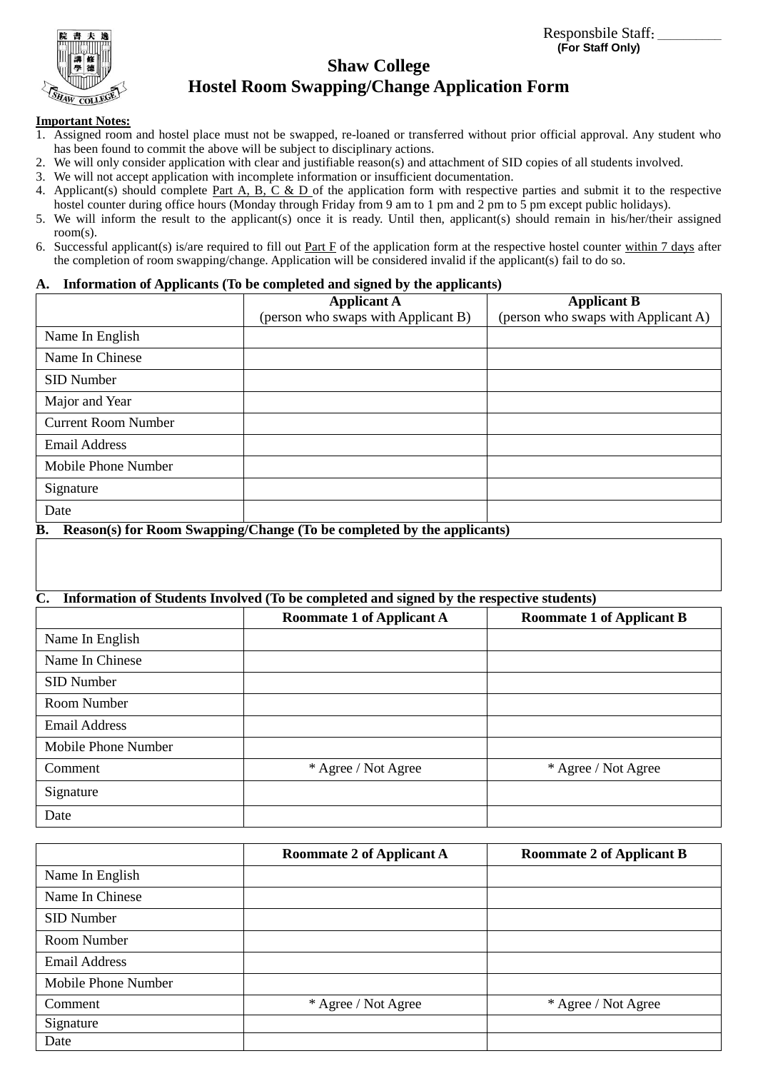Responsbile Staff: ________
**(For Staff Only)**

# Shaw College
## Hostel Room Swapping/Change Application Form

**Important Notes:**

1. Assigned room and hostel place must not be swapped, re-loaned or transferred without prior official approval. Any student who has been found to commit the above will be subject to disciplinary actions.
2. We will only consider application with clear and justifiable reason(s) and attachment of SID copies of all students involved.
3. We will not accept application with incomplete information or insufficient documentation.
4. Applicant(s) should complete Part A, B, C & D of the application form with respective parties and submit it to the respective hostel counter during office hours (Monday through Friday from 9 am to 1 pm and 2 pm to 5 pm except public holidays).
5. We will inform the result to the applicant(s) once it is ready. Until then, applicant(s) should remain in his/her/their assigned room(s).
6. Successful applicant(s) is/are required to fill out Part F of the application form at the respective hostel counter within 7 days after the completion of room swapping/change. Application will be considered invalid if the applicant(s) fail to do so.

### A. Information of Applicants (To be completed and signed by the applicants)

| | **Applicant A** (person who swaps with Applicant B) | **Applicant B** (person who swaps with Applicant A) |
|---|---|---|
| Name In English | | |
| Name In Chinese | | |
| SID Number | | |
| Major and Year | | |
| Current Room Number | | |
| Email Address | | |
| Mobile Phone Number | | |
| Signature | | |
| Date | | |

### B. Reason(s) for Room Swapping/Change (To be completed by the applicants)

| |
|---|
| |

### C. Information of Students Involved (To be completed and signed by the respective students)

| | **Roommate 1 of Applicant A** | **Roommate 1 of Applicant B** |
|---|---|---|
| Name In English | | |
| Name In Chinese | | |
| SID Number | | |
| Room Number | | |
| Email Address | | |
| Mobile Phone Number | | |
| Comment | * Agree / Not Agree | * Agree / Not Agree |
| Signature | | |
| Date | | |

| | **Roommate 2 of Applicant A** | **Roommate 2 of Applicant B** |
|---|---|---|
| Name In English | | |
| Name In Chinese | | |
| SID Number | | |
| Room Number | | |
| Email Address | | |
| Mobile Phone Number | | |
| Comment | * Agree / Not Agree | * Agree / Not Agree |
| Signature | | |
| Date | | |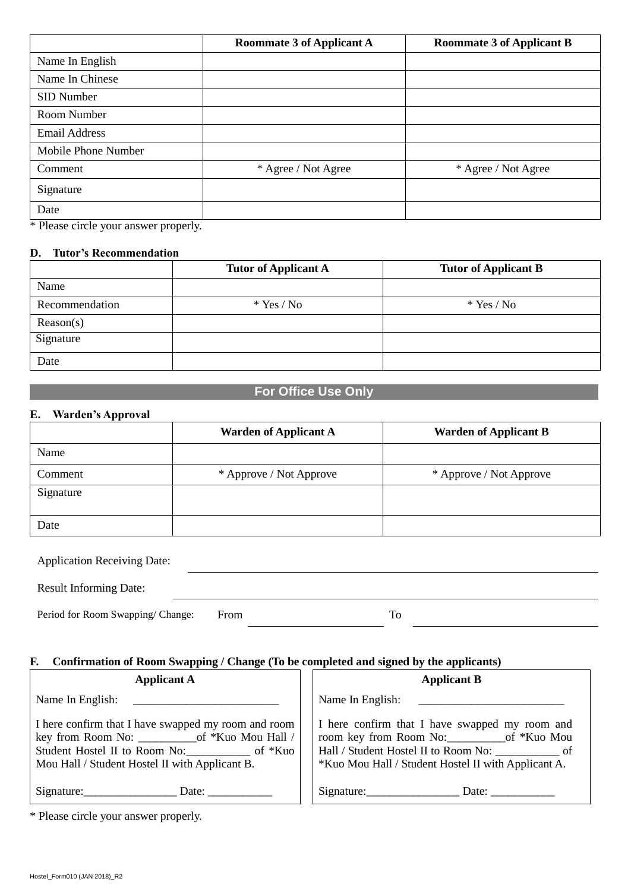| | Roommate 3 of Applicant A | Roommate 3 of Applicant B |
|---|---|---|
| Name In English | | |
| Name In Chinese | | |
| SID Number | | |
| Room Number | | |
| Email Address | | |
| Mobile Phone Number | | |
| Comment | * Agree / Not Agree | * Agree / Not Agree |
| Signature | | |
| Date | | |

* Please circle your answer properly.

**D. Tutor's Recommendation**

| | Tutor of Applicant A | Tutor of Applicant B |
|---|---|---|
| Name | | |
| Recommendation | * Yes / No | * Yes / No |
| Reason(s) | | |
| Signature | | |
| Date | | |

## For Office Use Only

**E. Warden's Approval**

| | Warden of Applicant A | Warden of Applicant B |
|---|---|---|
| Name | | |
| Comment | * Approve / Not Approve | * Approve / Not Approve |
| Signature | | |
| Date | | |

Application Receiving Date: ______________________________

Result Informing Date: ______________________________

Period for Room Swapping/ Change: From ______________ To ______________

**F. Confirmation of Room Swapping / Change (To be completed and signed by the applicants)**

**Applicant A**

Name In English: _________________________

I here confirm that I have swapped my room and room key from Room No: __________of *Kuo Mou Hall / Student Hostel II to Room No:___________ of *Kuo Mou Hall / Student Hostel II with Applicant B.

Signature:________________ Date: ___________

**Applicant B**

Name In English: _________________________

I here confirm that I have swapped my room and room key from Room No:__________of *Kuo Mou Hall / Student Hostel II to Room No: ___________ of *Kuo Mou Hall / Student Hostel II with Applicant A.

Signature:________________ Date: ___________

* Please circle your answer properly.

Hostel_Form010 (JAN 2018)_R2